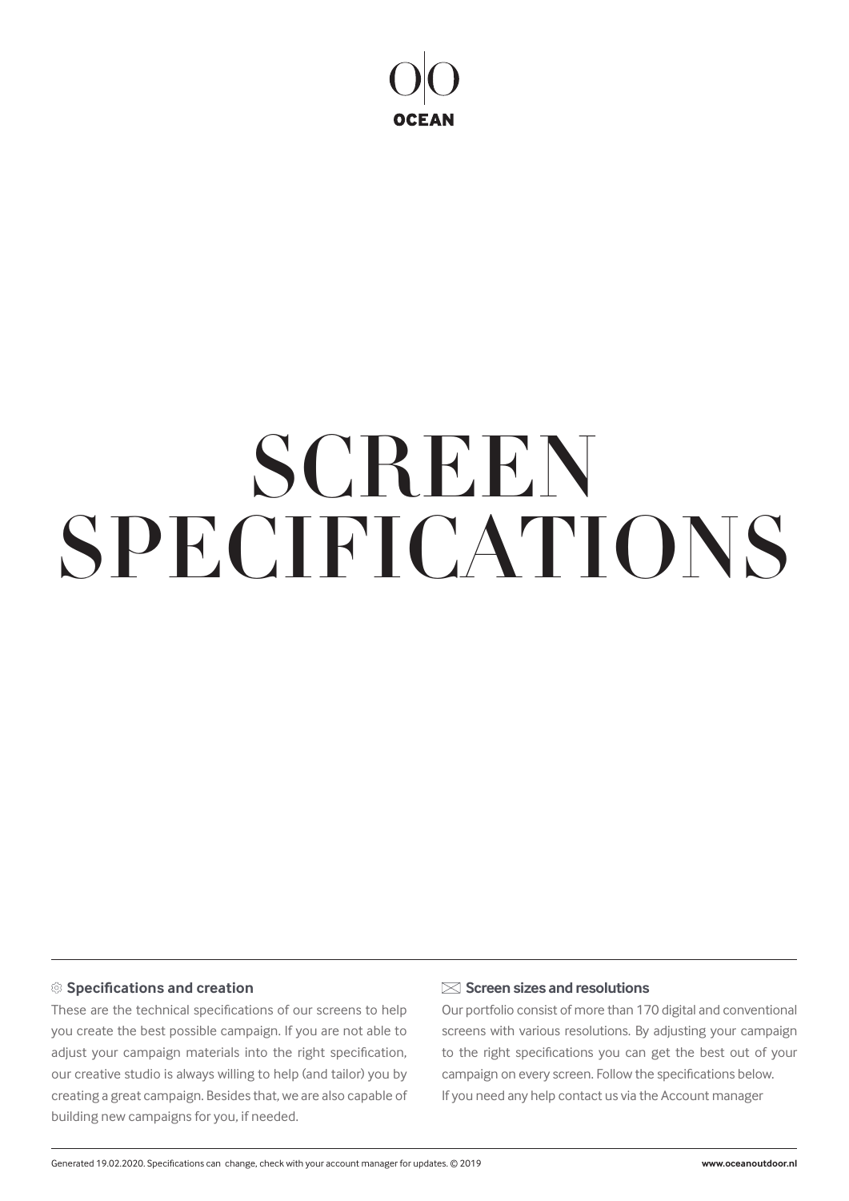OCEAN

# SCREEN SPECIFICATIONS

### Specifications and creation

These are the technical specifications of our screens to help you create the best possible campaign. If you are not able to adjust your campaign materials into the right specification, our creative studio is always willing to help (and tailor) you by creating a great campaign. Besides that, we are also capable of building new campaigns for you, if needed.

### Screen sizes and resolutions

Our portfolio consist of more than 170 digital and conventional screens with various resolutions. By adjusting your campaign to the right specifications you can get the best out of your campaign on every screen. Follow the specifications below.
If you need any help contact us via the Account manager

Generated 19.02.2020. Specifications can change, check with your account manager for updates. © 2019

**www.oceanoutdoor.nl**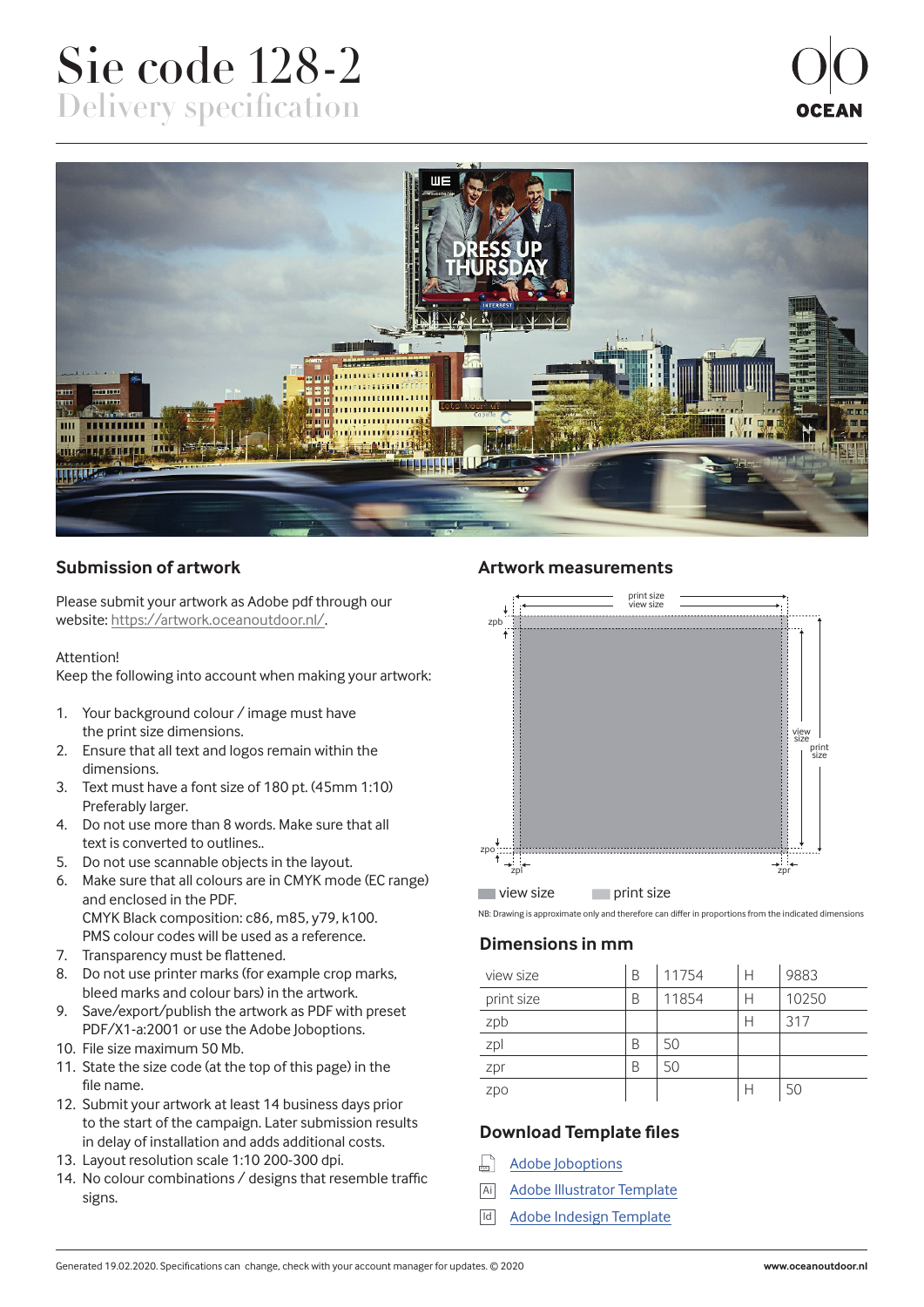# Sie code 128-2
## Delivery specification

OCEAN

### Submission of artwork

Please submit your artwork as Adobe pdf through our website: https://artwork.oceanoutdoor.nl/.

Attention!
Keep the following into account when making your artwork:

1. Your background colour / image must have the print size dimensions.
2. Ensure that all text and logos remain within the dimensions.
3. Text must have a font size of 180 pt. (45mm 1:10) Preferably larger.
4. Do not use more than 8 words. Make sure that all text is converted to outlines..
5. Do not use scannable objects in the layout.
6. Make sure that all colours are in CMYK mode (EC range) and enclosed in the PDF.
   CMYK Black composition: c86, m85, y79, k100.
   PMS colour codes will be used as a reference.
7. Transparency must be flattened.
8. Do not use printer marks (for example crop marks, bleed marks and colour bars) in the artwork.
9. Save/export/publish the artwork as PDF with preset PDF/X1-a:2001 or use the Adobe Joboptions.
10. File size maximum 50 Mb.
11. State the size code (at the top of this page) in the file name.
12. Submit your artwork at least 14 business days prior to the start of the campaign. Later submission results in delay of installation and adds additional costs.
13. Layout resolution scale 1:10 200-300 dpi.
14. No colour combinations / designs that resemble traffic signs.

### Artwork measurements

print size
view size
zpb
view size
print size
zpo
zpl
zpr

view size
print size

NB: Drawing is approximate only and therefore can differ in proportions from the indicated dimensions

### Dimensions in mm

| | | | | |
|---|---|---|---|---|
| view size | B | 11754 | H | 9883 |
| print size | B | 11854 | H | 10250 |
| zpb | | | H | 317 |
| zpl | B | 50 | | |
| zpr | B | 50 | | |
| zpo | | | H | 50 |

### Download Template files

- Adobe Joboptions
- Adobe Illustrator Template
- Adobe Indesign Template

Generated 19.02.2020. Specifications can change, check with your account manager for updates. © 2020

www.oceanoutdoor.nl